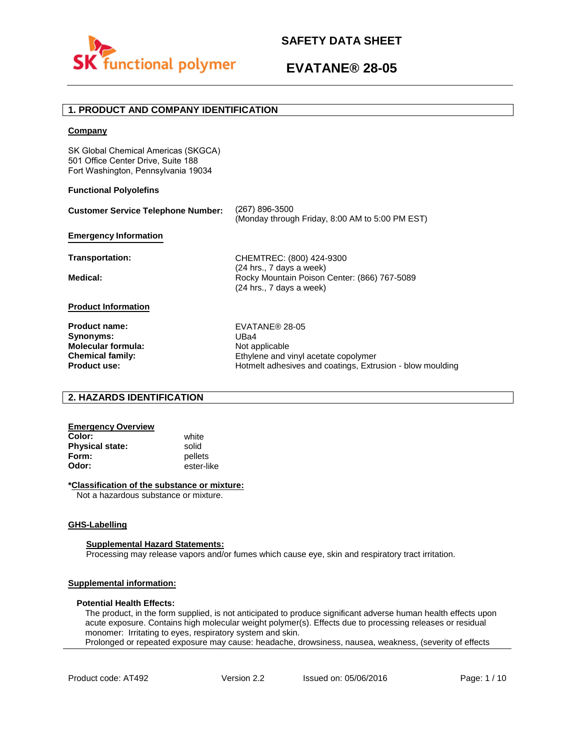# SAFETY DATA SHEET

# EVATANE® 28-05

## 1. PRODUCT AND COMPANY IDENTIFICATION

**Company**

SK Global Chemical Americas (SKGCA)
501 Office Center Drive, Suite 188
Fort Washington, Pennsylvania 19034

**Functional Polyolefins**

**Customer Service Telephone Number:** (267) 896-3500
(Monday through Friday, 8:00 AM to 5:00 PM EST)

**Emergency Information**

**Transportation:** CHEMTREC: (800) 424-9300
(24 hrs., 7 days a week)

**Medical:** Rocky Mountain Poison Center: (866) 767-5089
(24 hrs., 7 days a week)

**Product Information**

**Product name:** EVATANE® 28-05
**Synonyms:** UBa4
**Molecular formula:** Not applicable
**Chemical family:** Ethylene and vinyl acetate copolymer
**Product use:** Hotmelt adhesives and coatings, Extrusion - blow moulding

## 2. HAZARDS IDENTIFICATION

**Emergency Overview**

**Color:** white
**Physical state:** solid
**Form:** pellets
**Odor:** ester-like

***Classification of the substance or mixture:**
Not a hazardous substance or mixture.

**GHS-Labelling**

**Supplemental Hazard Statements:**
Processing may release vapors and/or fumes which cause eye, skin and respiratory tract irritation.

**Supplemental information:**

**Potential Health Effects:**
The product, in the form supplied, is not anticipated to produce significant adverse human health effects upon acute exposure. Contains high molecular weight polymer(s). Effects due to processing releases or residual monomer: Irritating to eyes, respiratory system and skin.
Prolonged or repeated exposure may cause: headache, drowsiness, nausea, weakness, (severity of effects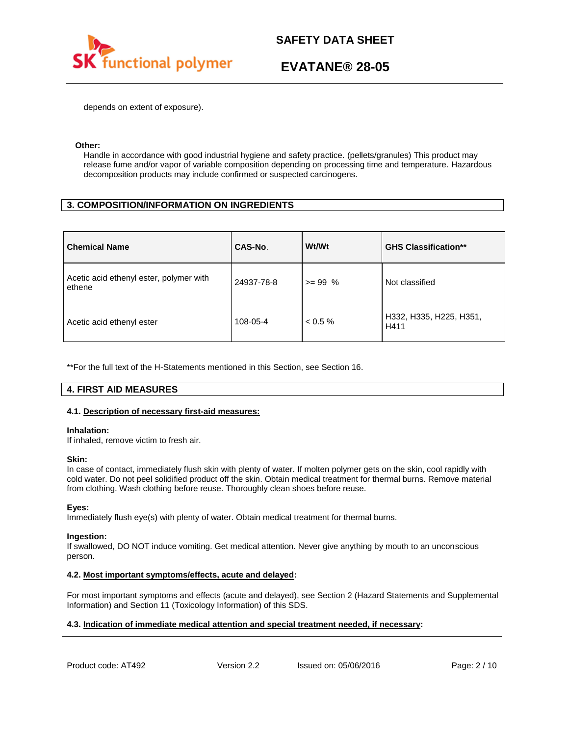depends on extent of exposure).

**Other:**

Handle in accordance with good industrial hygiene and safety practice. (pellets/granules) This product may release fume and/or vapor of variable composition depending on processing time and temperature. Hazardous decomposition products may include confirmed or suspected carcinogens.

## 3. COMPOSITION/INFORMATION ON INGREDIENTS

| Chemical Name | CAS-No. | Wt/Wt | GHS Classification** |
|---|---|---|---|
| Acetic acid ethenyl ester, polymer with ethene | 24937-78-8 | >= 99 % | Not classified |
| Acetic acid ethenyl ester | 108-05-4 | < 0.5 % | H332, H335, H225, H351, H411 |

**For the full text of the H-Statements mentioned in this Section, see Section 16.

## 4. FIRST AID MEASURES

### 4.1. Description of necessary first-aid measures:

**Inhalation:**
If inhaled, remove victim to fresh air.

**Skin:**
In case of contact, immediately flush skin with plenty of water. If molten polymer gets on the skin, cool rapidly with cold water. Do not peel solidified product off the skin. Obtain medical treatment for thermal burns. Remove material from clothing. Wash clothing before reuse. Thoroughly clean shoes before reuse.

**Eyes:**
Immediately flush eye(s) with plenty of water. Obtain medical treatment for thermal burns.

**Ingestion:**
If swallowed, DO NOT induce vomiting. Get medical attention. Never give anything by mouth to an unconscious person.

### 4.2. Most important symptoms/effects, acute and delayed:

For most important symptoms and effects (acute and delayed), see Section 2 (Hazard Statements and Supplemental Information) and Section 11 (Toxicology Information) of this SDS.

### 4.3. Indication of immediate medical attention and special treatment needed, if necessary: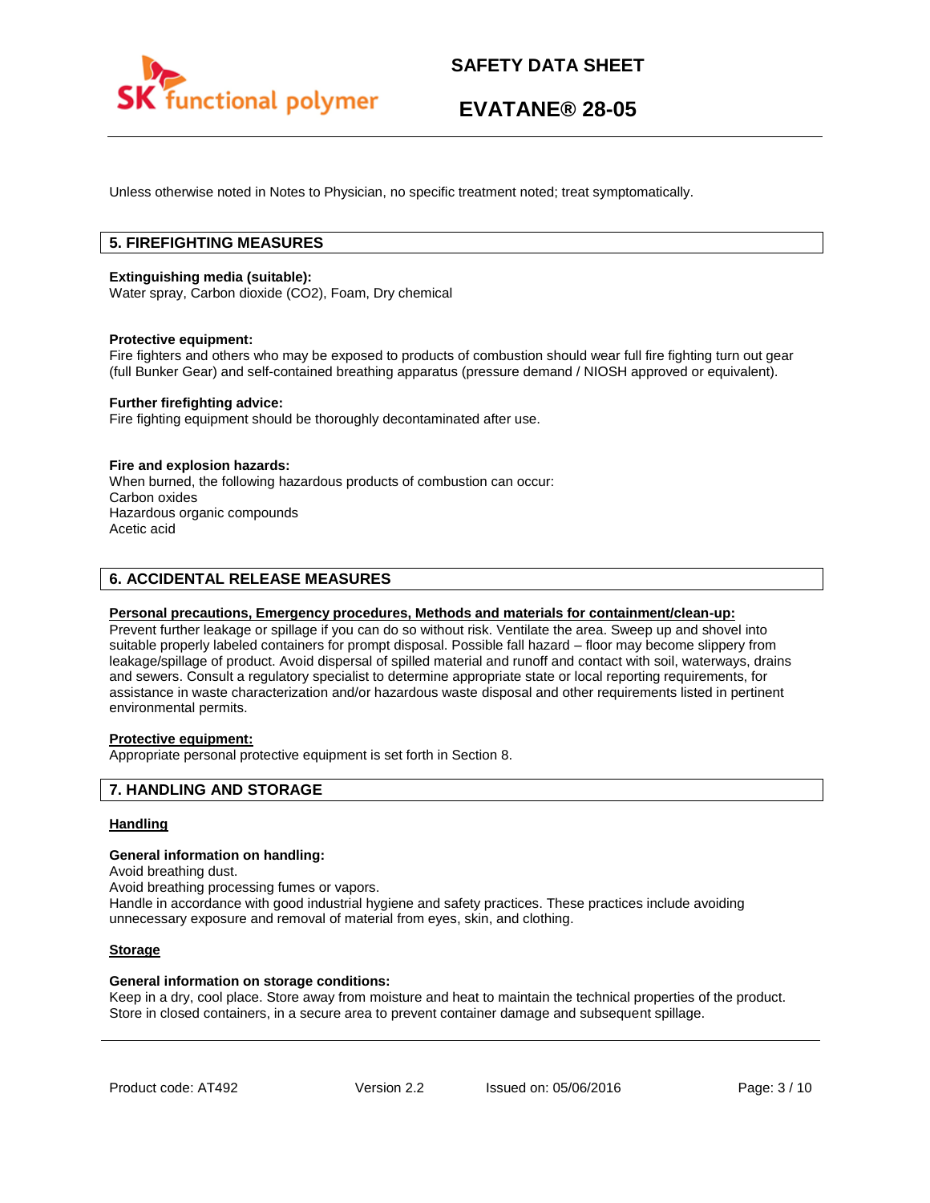Unless otherwise noted in Notes to Physician, no specific treatment noted; treat symptomatically.

## 5. FIREFIGHTING MEASURES

**Extinguishing media (suitable):**
Water spray, Carbon dioxide (CO2), Foam, Dry chemical

**Protective equipment:**
Fire fighters and others who may be exposed to products of combustion should wear full fire fighting turn out gear (full Bunker Gear) and self-contained breathing apparatus (pressure demand / NIOSH approved or equivalent).

**Further firefighting advice:**
Fire fighting equipment should be thoroughly decontaminated after use.

**Fire and explosion hazards:**
When burned, the following hazardous products of combustion can occur:
Carbon oxides
Hazardous organic compounds
Acetic acid

## 6. ACCIDENTAL RELEASE MEASURES

**Personal precautions, Emergency procedures, Methods and materials for containment/clean-up:**
Prevent further leakage or spillage if you can do so without risk. Ventilate the area. Sweep up and shovel into suitable properly labeled containers for prompt disposal. Possible fall hazard – floor may become slippery from leakage/spillage of product. Avoid dispersal of spilled material and runoff and contact with soil, waterways, drains and sewers. Consult a regulatory specialist to determine appropriate state or local reporting requirements, for assistance in waste characterization and/or hazardous waste disposal and other requirements listed in pertinent environmental permits.

**Protective equipment:**
Appropriate personal protective equipment is set forth in Section 8.

## 7. HANDLING AND STORAGE

**Handling**

**General information on handling:**
Avoid breathing dust.
Avoid breathing processing fumes or vapors.
Handle in accordance with good industrial hygiene and safety practices. These practices include avoiding unnecessary exposure and removal of material from eyes, skin, and clothing.

**Storage**

**General information on storage conditions:**
Keep in a dry, cool place. Store away from moisture and heat to maintain the technical properties of the product. Store in closed containers, in a secure area to prevent container damage and subsequent spillage.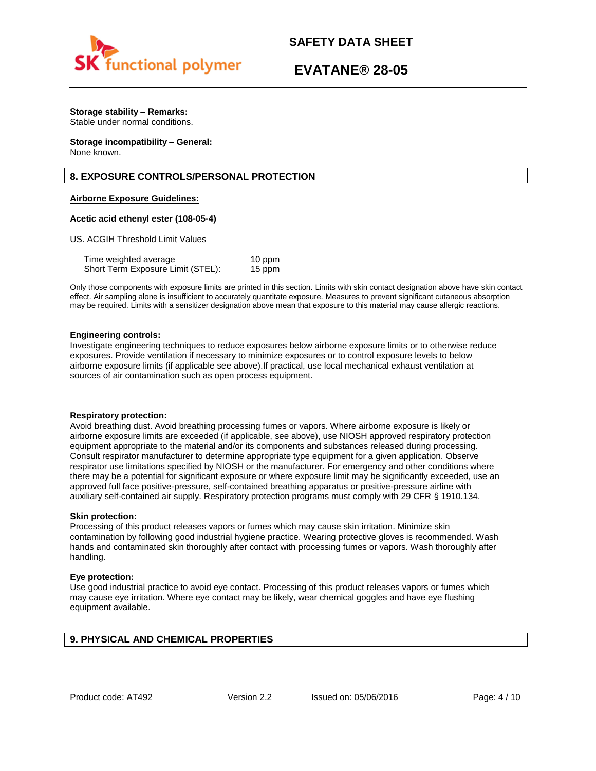**Storage stability – Remarks:**
Stable under normal conditions.

**Storage incompatibility – General:**
None known.

## 8. EXPOSURE CONTROLS/PERSONAL PROTECTION

**Airborne Exposure Guidelines:**

**Acetic acid ethenyl ester (108-05-4)**

US. ACGIH Threshold Limit Values

| | |
|---|---|
| Time weighted average | 10 ppm |
| Short Term Exposure Limit (STEL): | 15 ppm |

Only those components with exposure limits are printed in this section. Limits with skin contact designation above have skin contact effect. Air sampling alone is insufficient to accurately quantitate exposure. Measures to prevent significant cutaneous absorption may be required. Limits with a sensitizer designation above mean that exposure to this material may cause allergic reactions.

**Engineering controls:**
Investigate engineering techniques to reduce exposures below airborne exposure limits or to otherwise reduce exposures. Provide ventilation if necessary to minimize exposures or to control exposure levels to below airborne exposure limits (if applicable see above).If practical, use local mechanical exhaust ventilation at sources of air contamination such as open process equipment.

**Respiratory protection:**
Avoid breathing dust. Avoid breathing processing fumes or vapors. Where airborne exposure is likely or airborne exposure limits are exceeded (if applicable, see above), use NIOSH approved respiratory protection equipment appropriate to the material and/or its components and substances released during processing. Consult respirator manufacturer to determine appropriate type equipment for a given application. Observe respirator use limitations specified by NIOSH or the manufacturer. For emergency and other conditions where there may be a potential for significant exposure or where exposure limit may be significantly exceeded, use an approved full face positive-pressure, self-contained breathing apparatus or positive-pressure airline with auxiliary self-contained air supply. Respiratory protection programs must comply with 29 CFR § 1910.134.

**Skin protection:**
Processing of this product releases vapors or fumes which may cause skin irritation. Minimize skin contamination by following good industrial hygiene practice. Wearing protective gloves is recommended. Wash hands and contaminated skin thoroughly after contact with processing fumes or vapors. Wash thoroughly after handling.

**Eye protection:**
Use good industrial practice to avoid eye contact. Processing of this product releases vapors or fumes which may cause eye irritation. Where eye contact may be likely, wear chemical goggles and have eye flushing equipment available.

## 9. PHYSICAL AND CHEMICAL PROPERTIES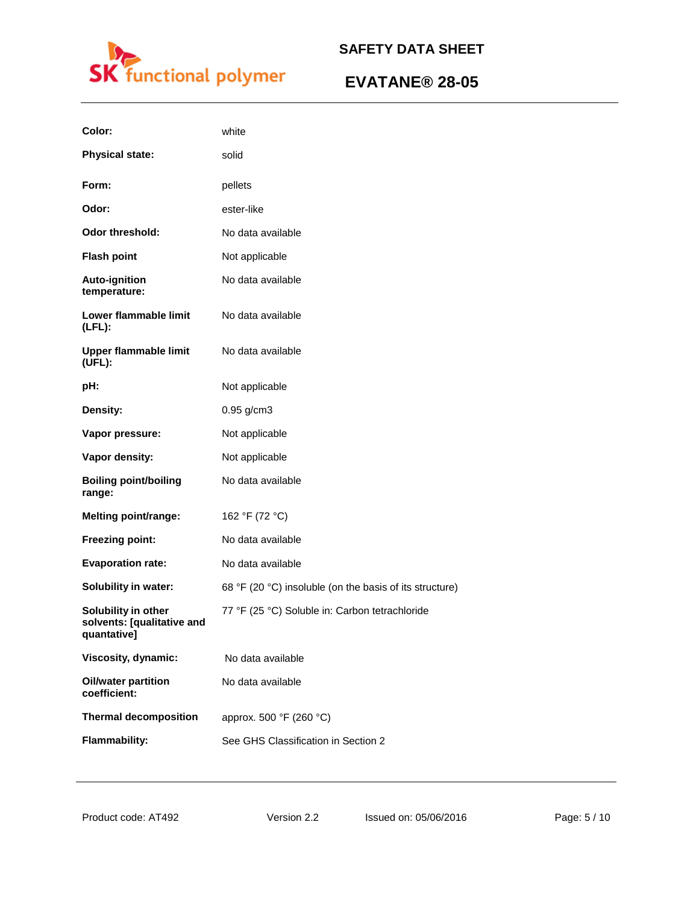| | |
|---|---|
| **Color:** | white |
| **Physical state:** | solid |
| **Form:** | pellets |
| **Odor:** | ester-like |
| **Odor threshold:** | No data available |
| **Flash point** | Not applicable |
| **Auto-ignition temperature:** | No data available |
| **Lower flammable limit (LFL):** | No data available |
| **Upper flammable limit (UFL):** | No data available |
| **pH:** | Not applicable |
| **Density:** | 0.95 g/cm3 |
| **Vapor pressure:** | Not applicable |
| **Vapor density:** | Not applicable |
| **Boiling point/boiling range:** | No data available |
| **Melting point/range:** | 162 °F (72 °C) |
| **Freezing point:** | No data available |
| **Evaporation rate:** | No data available |
| **Solubility in water:** | 68 °F (20 °C) insoluble (on the basis of its structure) |
| **Solubility in other solvents: [qualitative and quantative]** | 77 °F (25 °C) Soluble in: Carbon tetrachloride |
| **Viscosity, dynamic:** | No data available |
| **Oil/water partition coefficient:** | No data available |
| **Thermal decomposition** | approx. 500 °F (260 °C) |
| **Flammability:** | See GHS Classification in Section 2 |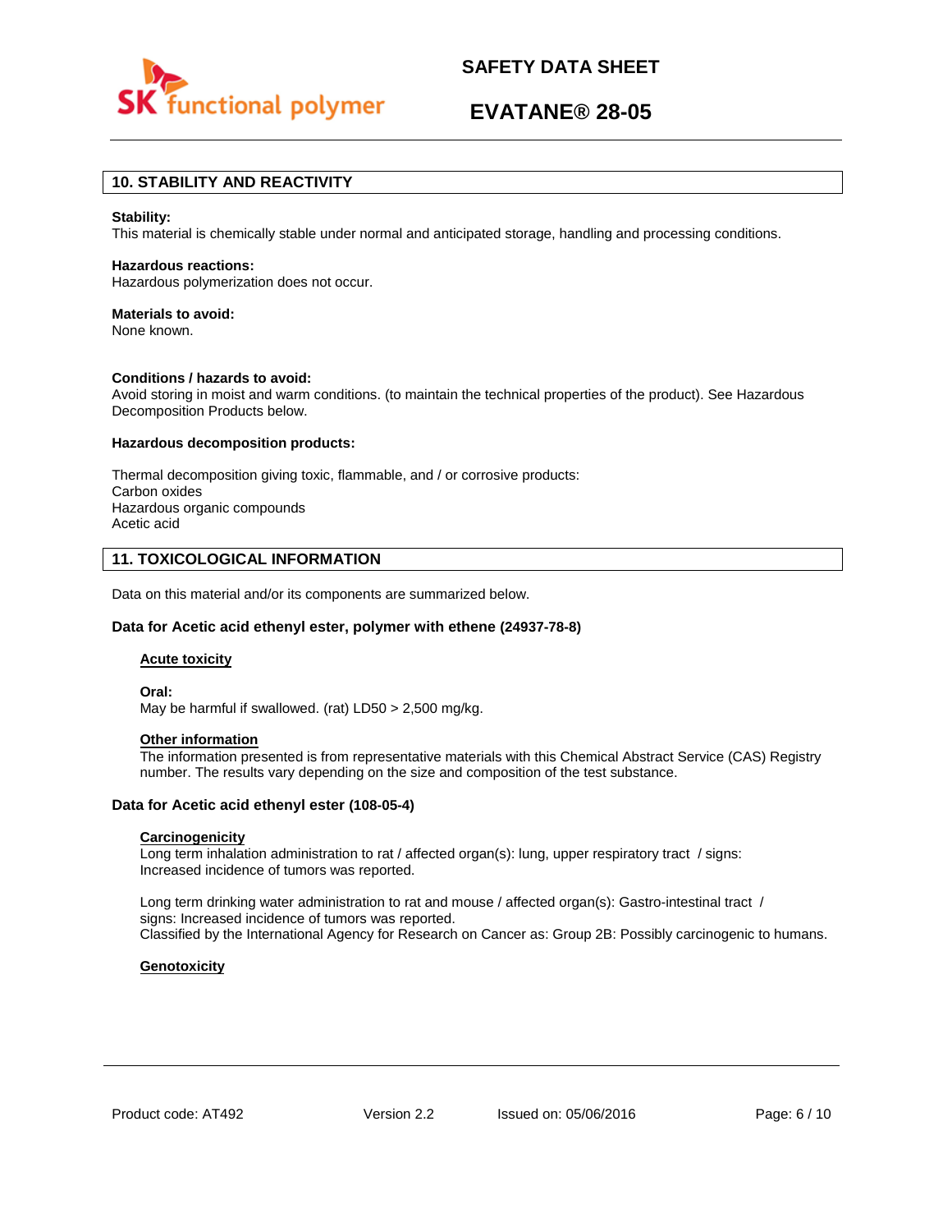## 10. STABILITY AND REACTIVITY

**Stability:**
This material is chemically stable under normal and anticipated storage, handling and processing conditions.

**Hazardous reactions:**
Hazardous polymerization does not occur.

**Materials to avoid:**
None known.

**Conditions / hazards to avoid:**
Avoid storing in moist and warm conditions. (to maintain the technical properties of the product). See Hazardous Decomposition Products below.

**Hazardous decomposition products:**

Thermal decomposition giving toxic, flammable, and / or corrosive products:
Carbon oxides
Hazardous organic compounds
Acetic acid

## 11. TOXICOLOGICAL INFORMATION

Data on this material and/or its components are summarized below.

### Data for Acetic acid ethenyl ester, polymer with ethene (24937-78-8)

**Acute toxicity**

**Oral:**
May be harmful if swallowed. (rat) LD50 > 2,500 mg/kg.

**Other information**
The information presented is from representative materials with this Chemical Abstract Service (CAS) Registry number. The results vary depending on the size and composition of the test substance.

### Data for Acetic acid ethenyl ester (108-05-4)

**Carcinogenicity**
Long term inhalation administration to rat / affected organ(s): lung, upper respiratory tract / signs: Increased incidence of tumors was reported.

Long term drinking water administration to rat and mouse / affected organ(s): Gastro-intestinal tract / signs: Increased incidence of tumors was reported.
Classified by the International Agency for Research on Cancer as: Group 2B: Possibly carcinogenic to humans.

**Genotoxicity**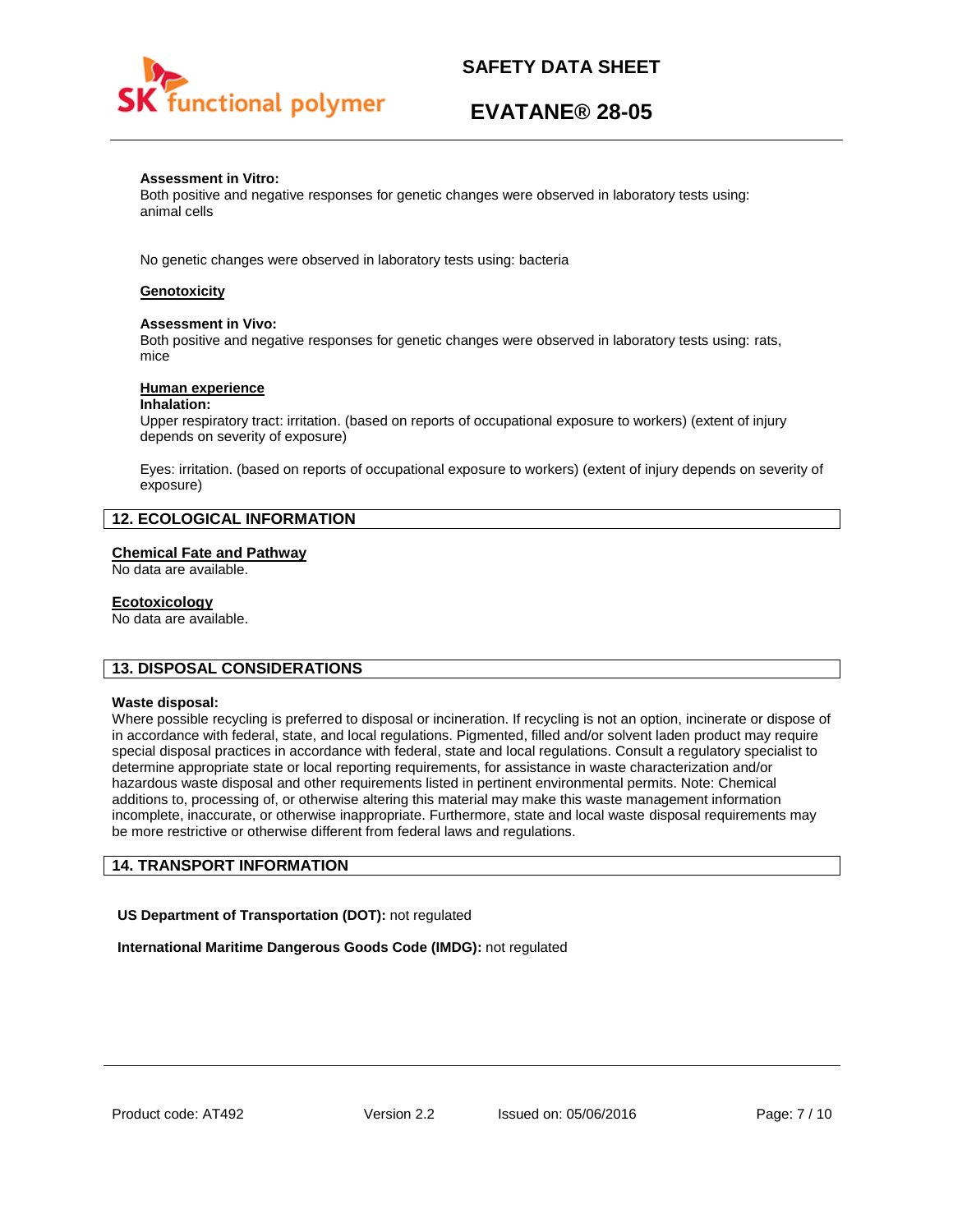**Assessment in Vitro:**
Both positive and negative responses for genetic changes were observed in laboratory tests using: animal cells

No genetic changes were observed in laboratory tests using: bacteria

**Genotoxicity**

**Assessment in Vivo:**
Both positive and negative responses for genetic changes were observed in laboratory tests using: rats, mice

**Human experience**

**Inhalation:**
Upper respiratory tract: irritation. (based on reports of occupational exposure to workers) (extent of injury depends on severity of exposure)

Eyes: irritation. (based on reports of occupational exposure to workers) (extent of injury depends on severity of exposure)

## 12. ECOLOGICAL INFORMATION

**Chemical Fate and Pathway**
No data are available.

**Ecotoxicology**
No data are available.

## 13. DISPOSAL CONSIDERATIONS

**Waste disposal:**
Where possible recycling is preferred to disposal or incineration. If recycling is not an option, incinerate or dispose of in accordance with federal, state, and local regulations. Pigmented, filled and/or solvent laden product may require special disposal practices in accordance with federal, state and local regulations. Consult a regulatory specialist to determine appropriate state or local reporting requirements, for assistance in waste characterization and/or hazardous waste disposal and other requirements listed in pertinent environmental permits. Note: Chemical additions to, processing of, or otherwise altering this material may make this waste management information incomplete, inaccurate, or otherwise inappropriate. Furthermore, state and local waste disposal requirements may be more restrictive or otherwise different from federal laws and regulations.

## 14. TRANSPORT INFORMATION

**US Department of Transportation (DOT):** not regulated

**International Maritime Dangerous Goods Code (IMDG):** not regulated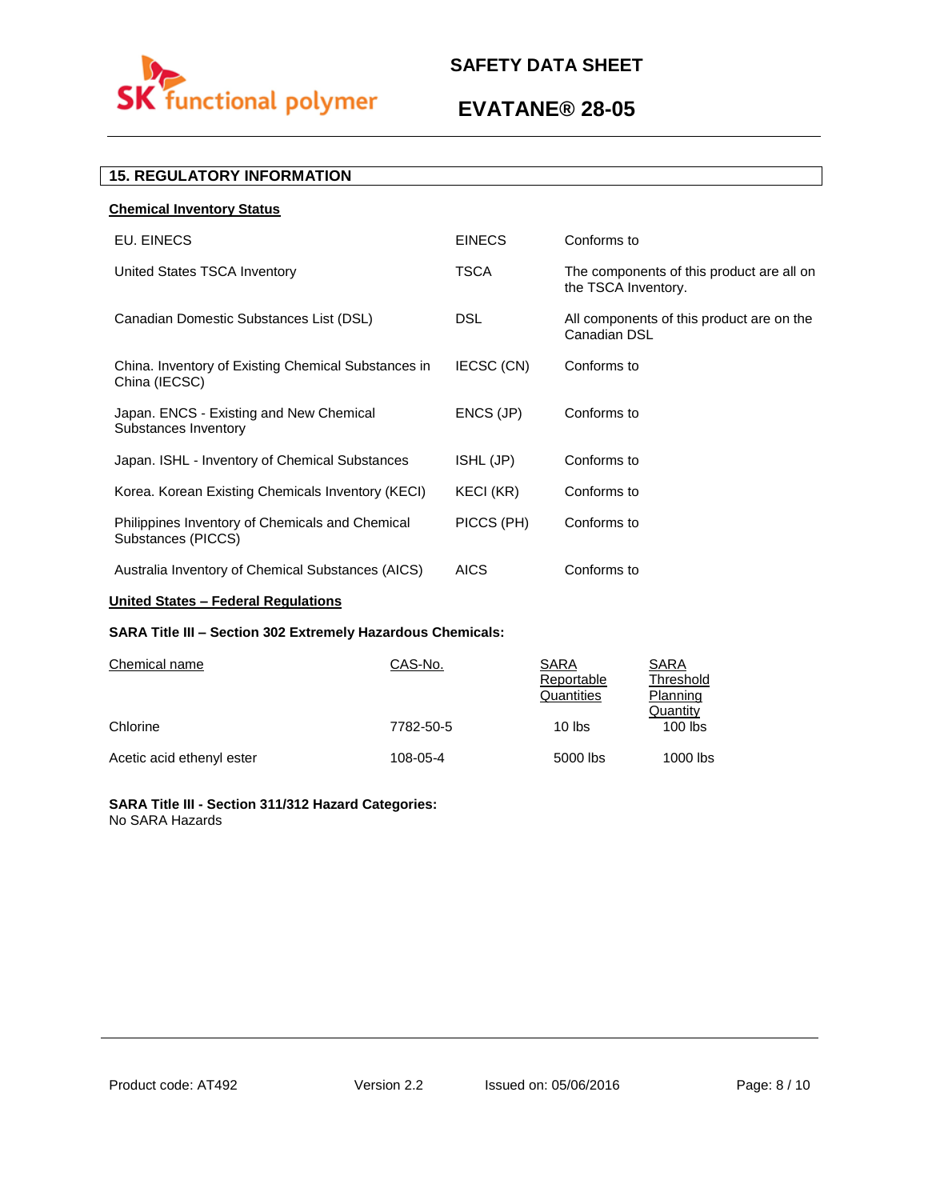## 15. REGULATORY INFORMATION

### Chemical Inventory Status

| | | |
|---|---|---|
| EU. EINECS | EINECS | Conforms to |
| United States TSCA Inventory | TSCA | The components of this product are all on the TSCA Inventory. |
| Canadian Domestic Substances List (DSL) | DSL | All components of this product are on the Canadian DSL |
| China. Inventory of Existing Chemical Substances in China (IECSC) | IECSC (CN) | Conforms to |
| Japan. ENCS - Existing and New Chemical Substances Inventory | ENCS (JP) | Conforms to |
| Japan. ISHL - Inventory of Chemical Substances | ISHL (JP) | Conforms to |
| Korea. Korean Existing Chemicals Inventory (KECI) | KECI (KR) | Conforms to |
| Philippines Inventory of Chemicals and Chemical Substances (PICCS) | PICCS (PH) | Conforms to |
| Australia Inventory of Chemical Substances (AICS) | AICS | Conforms to |

### United States – Federal Regulations

**SARA Title III – Section 302 Extremely Hazardous Chemicals:**

| Chemical name | CAS-No. | SARA Reportable Quantities | SARA Threshold Planning Quantity |
|---|---|---|---|
| Chlorine | 7782-50-5 | 10 lbs | 100 lbs |
| Acetic acid ethenyl ester | 108-05-4 | 5000 lbs | 1000 lbs |

**SARA Title III - Section 311/312 Hazard Categories:**
No SARA Hazards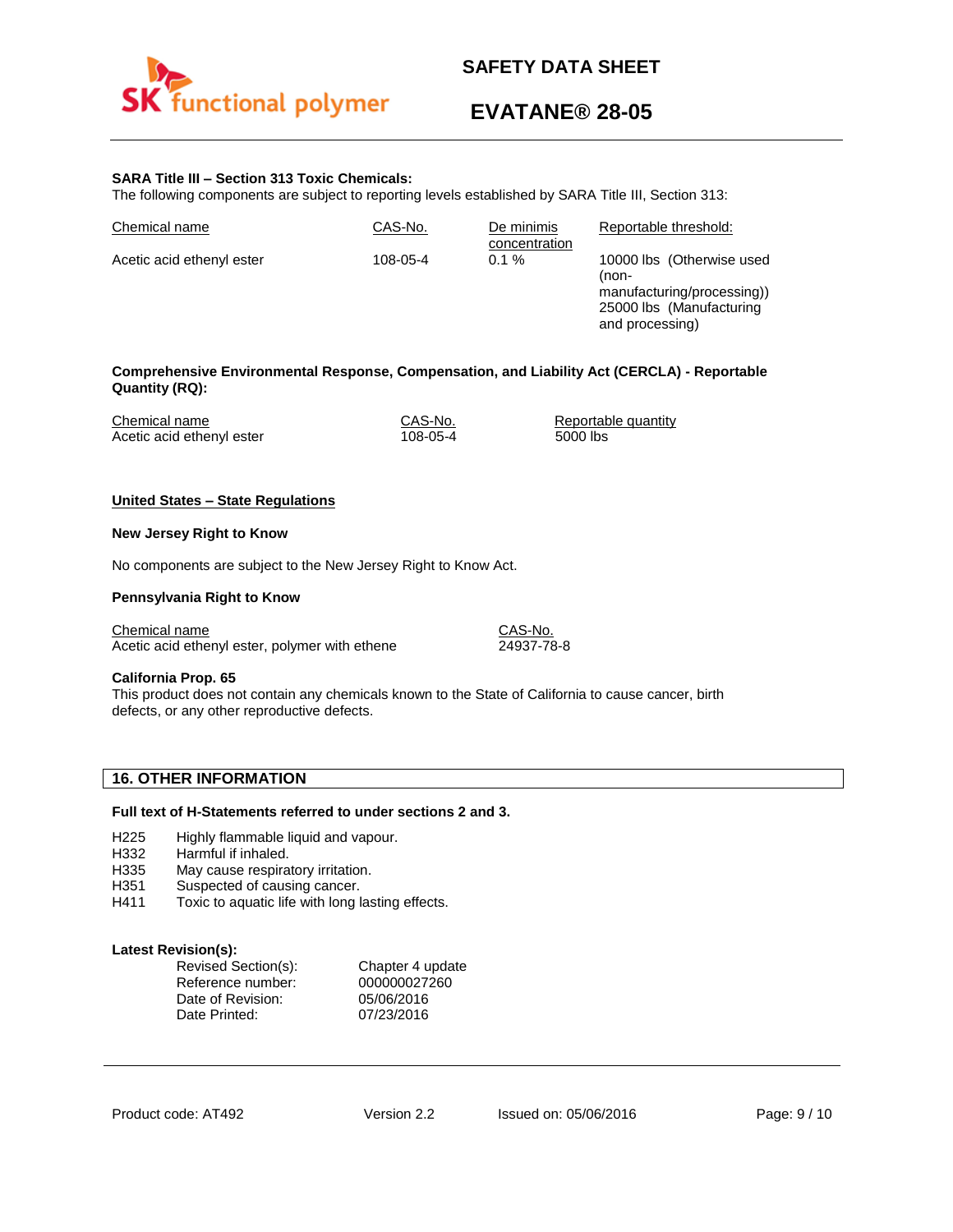**SARA Title III – Section 313 Toxic Chemicals:**
The following components are subject to reporting levels established by SARA Title III, Section 313:

| Chemical name | CAS-No. | De minimis concentration | Reportable threshold: |
|---|---|---|---|
| Acetic acid ethenyl ester | 108-05-4 | 0.1 % | 10000 lbs (Otherwise used (non-manufacturing/processing)) 25000 lbs (Manufacturing and processing) |

**Comprehensive Environmental Response, Compensation, and Liability Act (CERCLA) - Reportable Quantity (RQ):**

| Chemical name | CAS-No. | Reportable quantity |
|---|---|---|
| Acetic acid ethenyl ester | 108-05-4 | 5000 lbs |

**United States – State Regulations**

**New Jersey Right to Know**

No components are subject to the New Jersey Right to Know Act.

**Pennsylvania Right to Know**

| Chemical name | CAS-No. |
|---|---|
| Acetic acid ethenyl ester, polymer with ethene | 24937-78-8 |

**California Prop. 65**
This product does not contain any chemicals known to the State of California to cause cancer, birth defects, or any other reproductive defects.

## 16. OTHER INFORMATION

**Full text of H-Statements referred to under sections 2 and 3.**

- H225 Highly flammable liquid and vapour.
- H332 Harmful if inhaled.
- H335 May cause respiratory irritation.
- H351 Suspected of causing cancer.
- H411 Toxic to aquatic life with long lasting effects.

**Latest Revision(s):**

| | |
|---|---|
| Revised Section(s): | Chapter 4 update |
| Reference number: | 000000027260 |
| Date of Revision: | 05/06/2016 |
| Date Printed: | 07/23/2016 |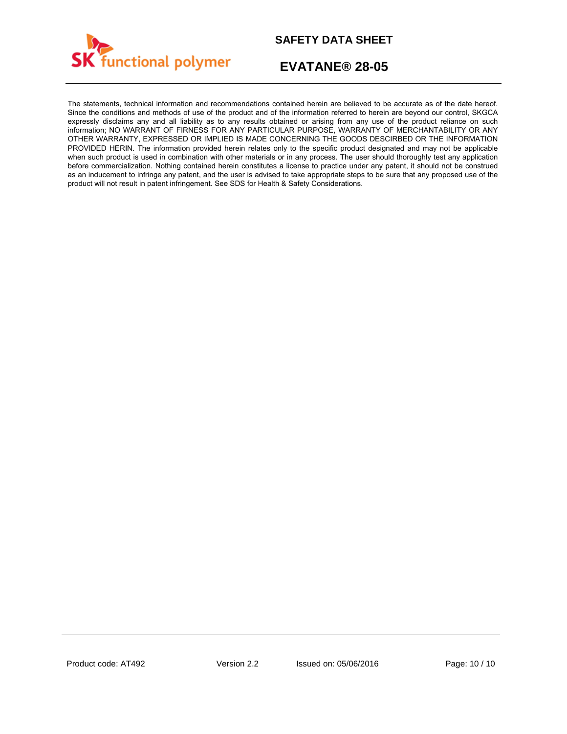The statements, technical information and recommendations contained herein are believed to be accurate as of the date hereof. Since the conditions and methods of use of the product and of the information referred to herein are beyond our control, SKGCA expressly disclaims any and all liability as to any results obtained or arising from any use of the product reliance on such information; NO WARRANT OF FIRNESS FOR ANY PARTICULAR PURPOSE, WARRANTY OF MERCHANTABILITY OR ANY OTHER WARRANTY, EXPRESSED OR IMPLIED IS MADE CONCERNING THE GOODS DESCRIRBED OR THE INFORMATION PROVIDED HERIN. The information provided herein relates only to the specific product designated and may not be applicable when such product is used in combination with other materials or in any process. The user should thoroughly test any application before commercialization. Nothing contained herein constitutes a license to practice under any patent, it should not be construed as an inducement to infringe any patent, and the user is advised to take appropriate steps to be sure that any proposed use of the product will not result in patent infringement. See SDS for Health & Safety Considerations.